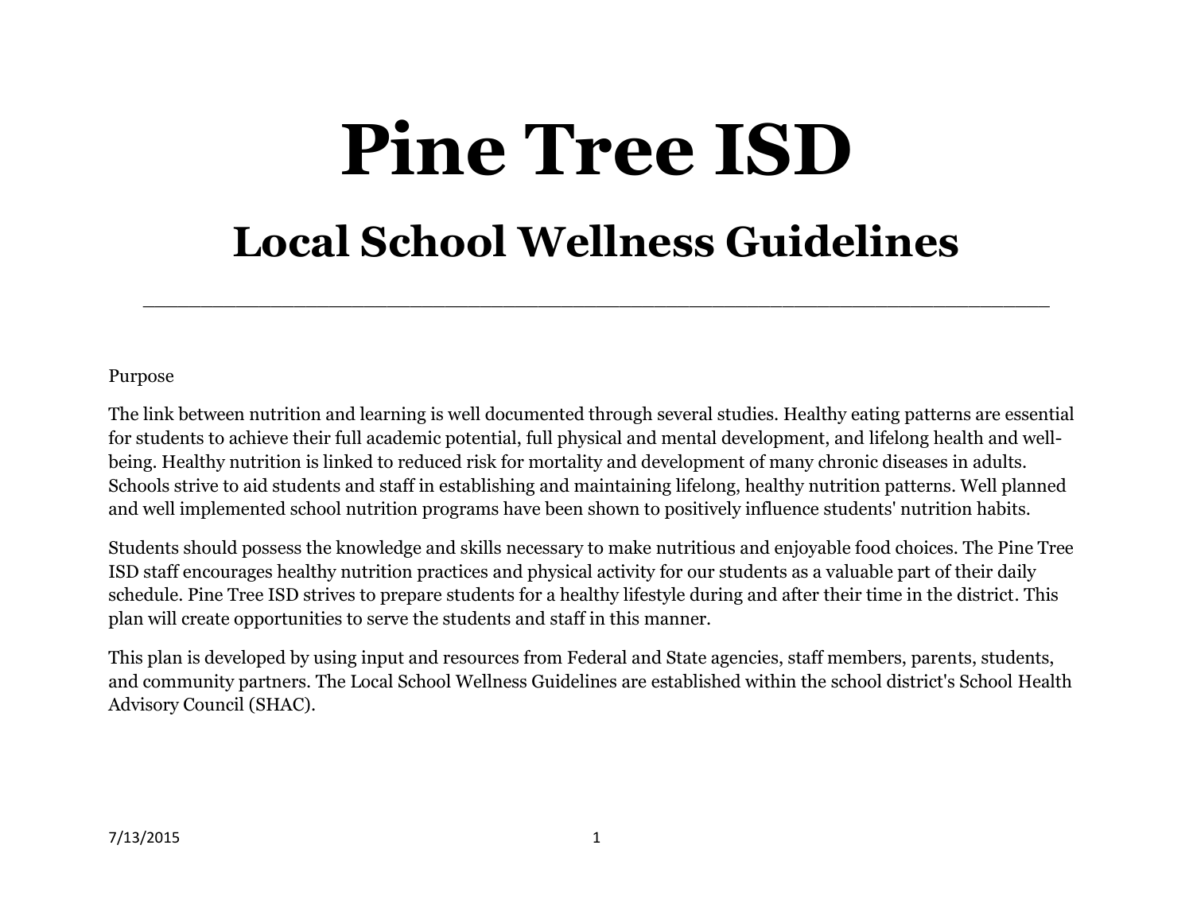# Pine Tree ISD

## Local School Wellness Guidelines

Purpose

The link between nutrition and learning is well documented through several studies. Healthy eating patterns are essential for students to achieve their full academic potential, full physical and mental development, and lifelong health and well-being. Healthy nutrition is linked to reduced risk for mortality and development of many chronic diseases in adults. Schools strive to aid students and staff in establishing and maintaining lifelong, healthy nutrition patterns. Well planned and well implemented school nutrition programs have been shown to positively influence students' nutrition habits.

Students should possess the knowledge and skills necessary to make nutritious and enjoyable food choices. The Pine Tree ISD staff encourages healthy nutrition practices and physical activity for our students as a valuable part of their daily schedule. Pine Tree ISD strives to prepare students for a healthy lifestyle during and after their time in the district. This plan will create opportunities to serve the students and staff in this manner.

This plan is developed by using input and resources from Federal and State agencies, staff members, parents, students, and community partners. The Local School Wellness Guidelines are established within the school district's School Health Advisory Council (SHAC).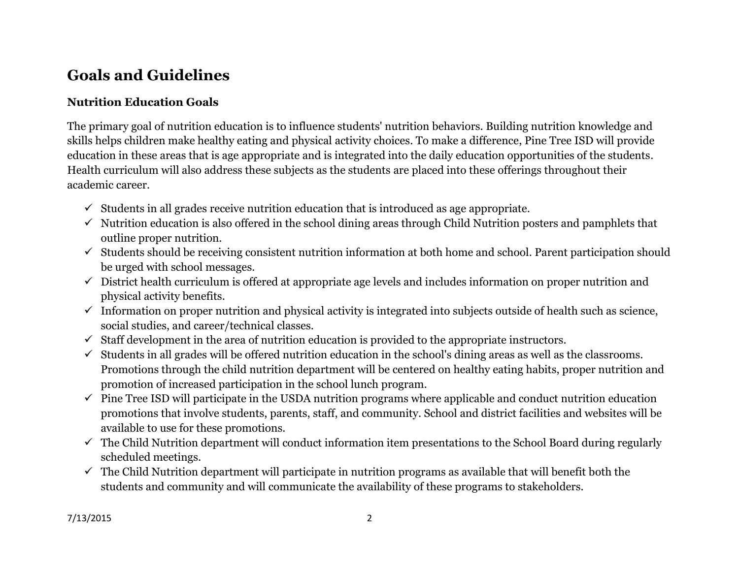# Goals and Guidelines

### Nutrition Education Goals

The primary goal of nutrition education is to influence students' nutrition behaviors. Building nutrition knowledge and skills helps children make healthy eating and physical activity choices. To make a difference, Pine Tree ISD will provide education in these areas that is age appropriate and is integrated into the daily education opportunities of the students. Health curriculum will also address these subjects as the students are placed into these offerings throughout their academic career.

- ✓ Students in all grades receive nutrition education that is introduced as age appropriate.
- ✓ Nutrition education is also offered in the school dining areas through Child Nutrition posters and pamphlets that outline proper nutrition.
- ✓ Students should be receiving consistent nutrition information at both home and school. Parent participation should be urged with school messages.
- ✓ District health curriculum is offered at appropriate age levels and includes information on proper nutrition and physical activity benefits.
- ✓ Information on proper nutrition and physical activity is integrated into subjects outside of health such as science, social studies, and career/technical classes.
- ✓ Staff development in the area of nutrition education is provided to the appropriate instructors.
- ✓ Students in all grades will be offered nutrition education in the school's dining areas as well as the classrooms. Promotions through the child nutrition department will be centered on healthy eating habits, proper nutrition and promotion of increased participation in the school lunch program.
- ✓ Pine Tree ISD will participate in the USDA nutrition programs where applicable and conduct nutrition education promotions that involve students, parents, staff, and community. School and district facilities and websites will be available to use for these promotions.
- ✓ The Child Nutrition department will conduct information item presentations to the School Board during regularly scheduled meetings.
- ✓ The Child Nutrition department will participate in nutrition programs as available that will benefit both the students and community and will communicate the availability of these programs to stakeholders.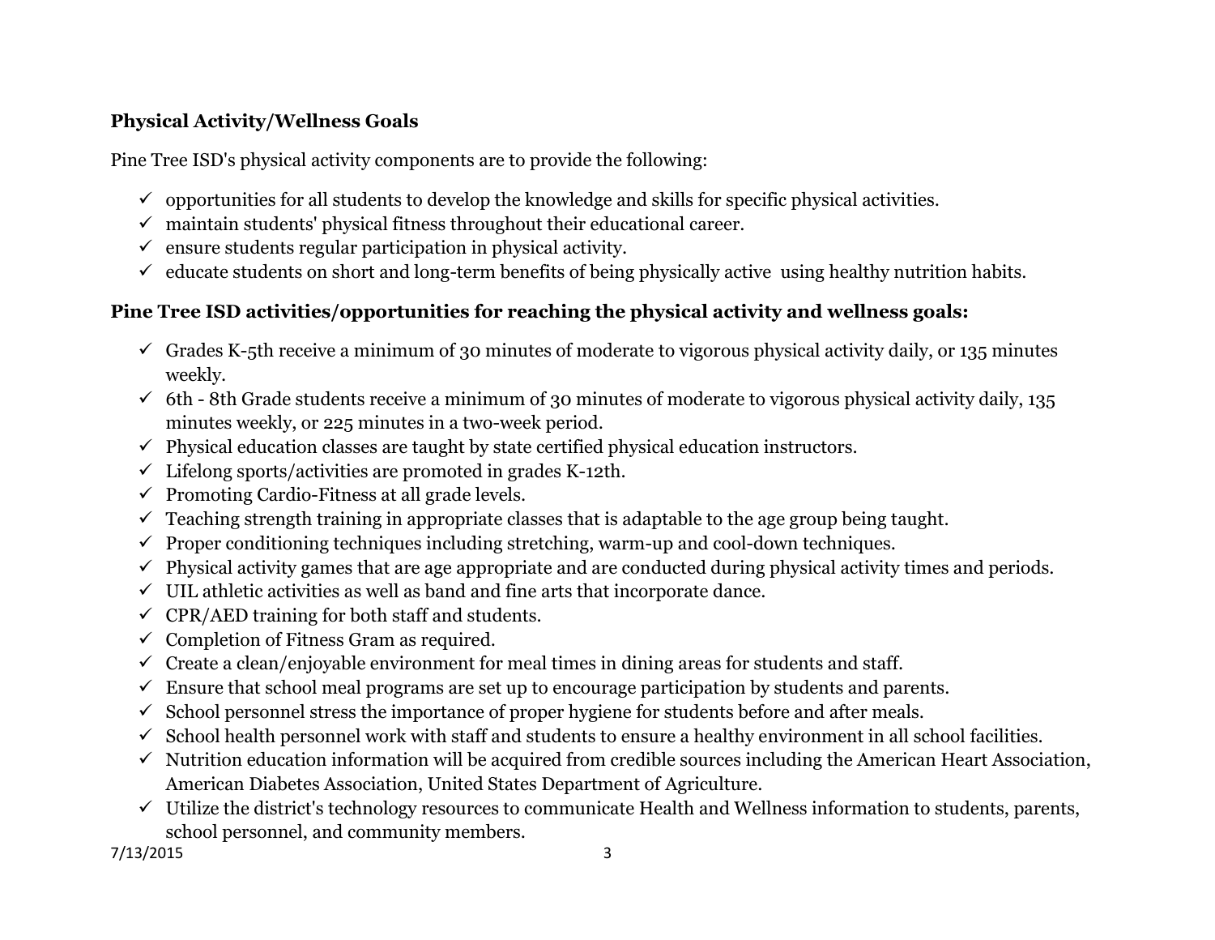**Physical Activity/Wellness Goals**

Pine Tree ISD's physical activity components are to provide the following:

- ✓ opportunities for all students to develop the knowledge and skills for specific physical activities.
- ✓ maintain students' physical fitness throughout their educational career.
- ✓ ensure students regular participation in physical activity.
- ✓ educate students on short and long-term benefits of being physically active using healthy nutrition habits.

## Pine Tree ISD activities/opportunities for reaching the physical activity and wellness goals:

- ✓ Grades K-5th receive a minimum of 30 minutes of moderate to vigorous physical activity daily, or 135 minutes weekly.
- ✓ 6th - 8th Grade students receive a minimum of 30 minutes of moderate to vigorous physical activity daily, 135 minutes weekly, or 225 minutes in a two-week period.
- ✓ Physical education classes are taught by state certified physical education instructors.
- ✓ Lifelong sports/activities are promoted in grades K-12th.
- ✓ Promoting Cardio-Fitness at all grade levels.
- ✓ Teaching strength training in appropriate classes that is adaptable to the age group being taught.
- ✓ Proper conditioning techniques including stretching, warm-up and cool-down techniques.
- ✓ Physical activity games that are age appropriate and are conducted during physical activity times and periods.
- ✓ UIL athletic activities as well as band and fine arts that incorporate dance.
- ✓ CPR/AED training for both staff and students.
- ✓ Completion of Fitness Gram as required.
- ✓ Create a clean/enjoyable environment for meal times in dining areas for students and staff.
- ✓ Ensure that school meal programs are set up to encourage participation by students and parents.
- ✓ School personnel stress the importance of proper hygiene for students before and after meals.
- ✓ School health personnel work with staff and students to ensure a healthy environment in all school facilities.
- ✓ Nutrition education information will be acquired from credible sources including the American Heart Association, American Diabetes Association, United States Department of Agriculture.
- ✓ Utilize the district's technology resources to communicate Health and Wellness information to students, parents, school personnel, and community members.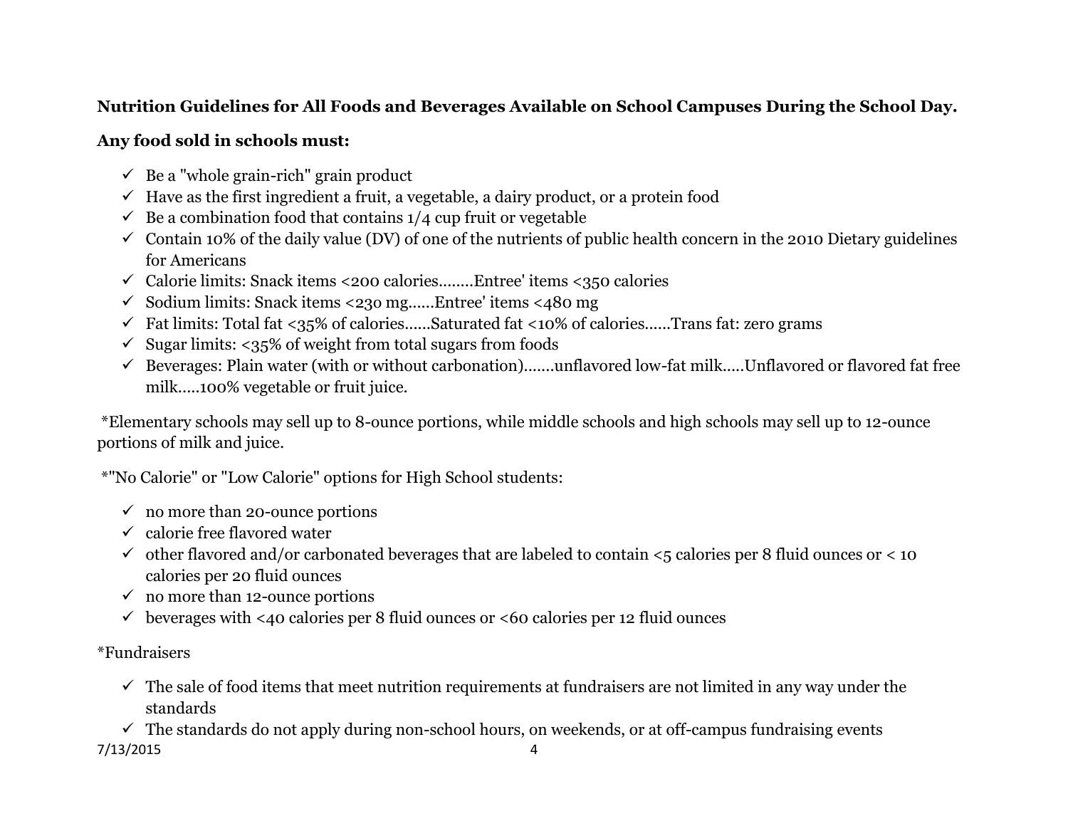**Nutrition Guidelines for All Foods and Beverages Available on School Campuses During the School Day.**

**Any food sold in schools must:**

- ✓ Be a "whole grain-rich" grain product
- ✓ Have as the first ingredient a fruit, a vegetable, a dairy product, or a protein food
- ✓ Be a combination food that contains 1/4 cup fruit or vegetable
- ✓ Contain 10% of the daily value (DV) of one of the nutrients of public health concern in the 2010 Dietary guidelines for Americans
- ✓ Calorie limits: Snack items <200 calories........Entree' items <350 calories
- ✓ Sodium limits: Snack items <230 mg......Entree' items <480 mg
- ✓ Fat limits: Total fat <35% of calories......Saturated fat <10% of calories......Trans fat: zero grams
- ✓ Sugar limits: <35% of weight from total sugars from foods
- ✓ Beverages: Plain water (with or without carbonation).......unflavored low-fat milk.....Unflavored or flavored fat free milk.....100% vegetable or fruit juice.

*Elementary schools may sell up to 8-ounce portions, while middle schools and high schools may sell up to 12-ounce portions of milk and juice.

*"No Calorie" or "Low Calorie" options for High School students:

- ✓ no more than 20-ounce portions
- ✓ calorie free flavored water
- ✓ other flavored and/or carbonated beverages that are labeled to contain <5 calories per 8 fluid ounces or < 10 calories per 20 fluid ounces
- ✓ no more than 12-ounce portions
- ✓ beverages with <40 calories per 8 fluid ounces or <60 calories per 12 fluid ounces

*Fundraisers

- ✓ The sale of food items that meet nutrition requirements at fundraisers are not limited in any way under the standards
- ✓ The standards do not apply during non-school hours, on weekends, or at off-campus fundraising events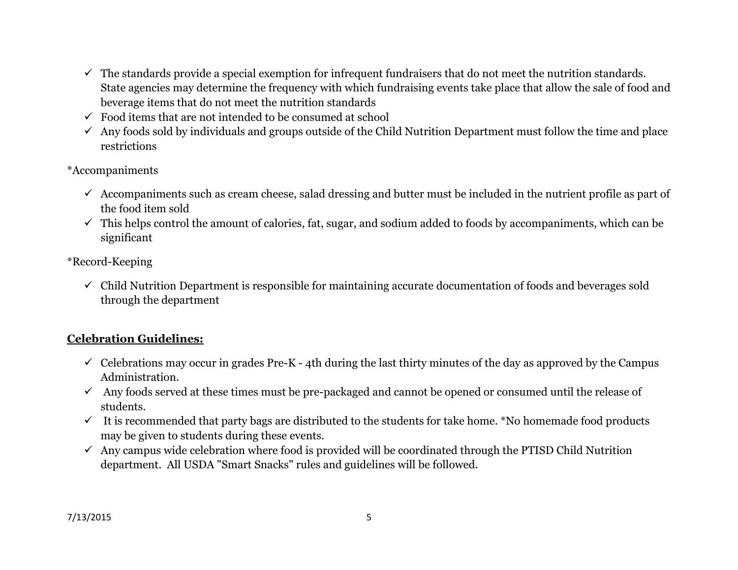- ✓ The standards provide a special exemption for infrequent fundraisers that do not meet the nutrition standards. State agencies may determine the frequency with which fundraising events take place that allow the sale of food and beverage items that do not meet the nutrition standards
- ✓ Food items that are not intended to be consumed at school
- ✓ Any foods sold by individuals and groups outside of the Child Nutrition Department must follow the time and place restrictions

*Accompaniments

- ✓ Accompaniments such as cream cheese, salad dressing and butter must be included in the nutrient profile as part of the food item sold
- ✓ This helps control the amount of calories, fat, sugar, and sodium added to foods by accompaniments, which can be significant

*Record-Keeping

- ✓ Child Nutrition Department is responsible for maintaining accurate documentation of foods and beverages sold through the department

## <u>**Celebration Guidelines:**</u>

- ✓ Celebrations may occur in grades Pre-K - 4th during the last thirty minutes of the day as approved by the Campus Administration.
- ✓ Any foods served at these times must be pre-packaged and cannot be opened or consumed until the release of students.
- ✓ It is recommended that party bags are distributed to the students for take home. *No homemade food products may be given to students during these events.
- ✓ Any campus wide celebration where food is provided will be coordinated through the PTISD Child Nutrition department. All USDA "Smart Snacks" rules and guidelines will be followed.

7/13/2015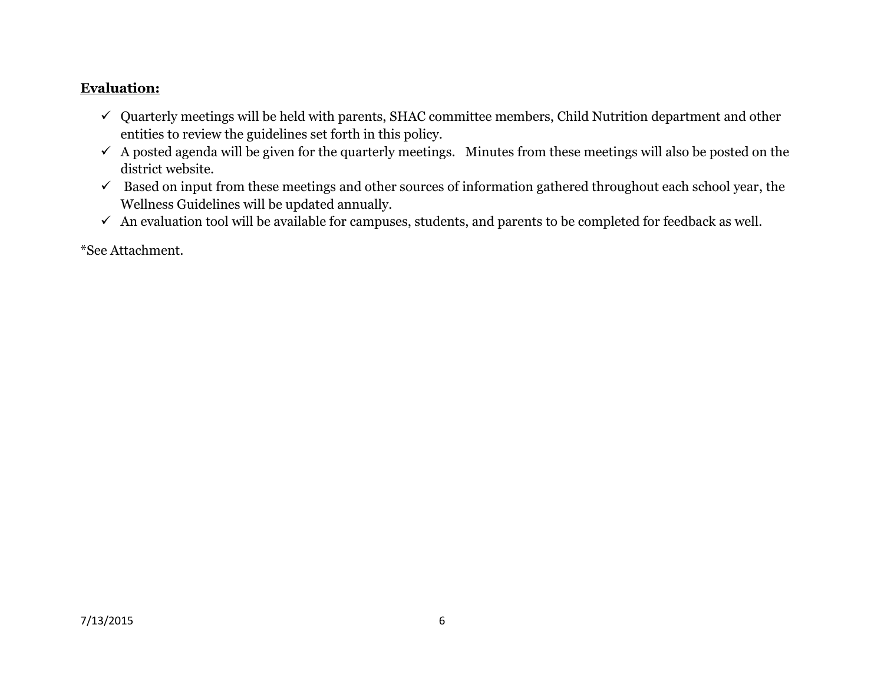**Evaluation:**

- ✓ Quarterly meetings will be held with parents, SHAC committee members, Child Nutrition department and other entities to review the guidelines set forth in this policy.
- ✓ A posted agenda will be given for the quarterly meetings. Minutes from these meetings will also be posted on the district website.
- ✓ Based on input from these meetings and other sources of information gathered throughout each school year, the Wellness Guidelines will be updated annually.
- ✓ An evaluation tool will be available for campuses, students, and parents to be completed for feedback as well.

*See Attachment.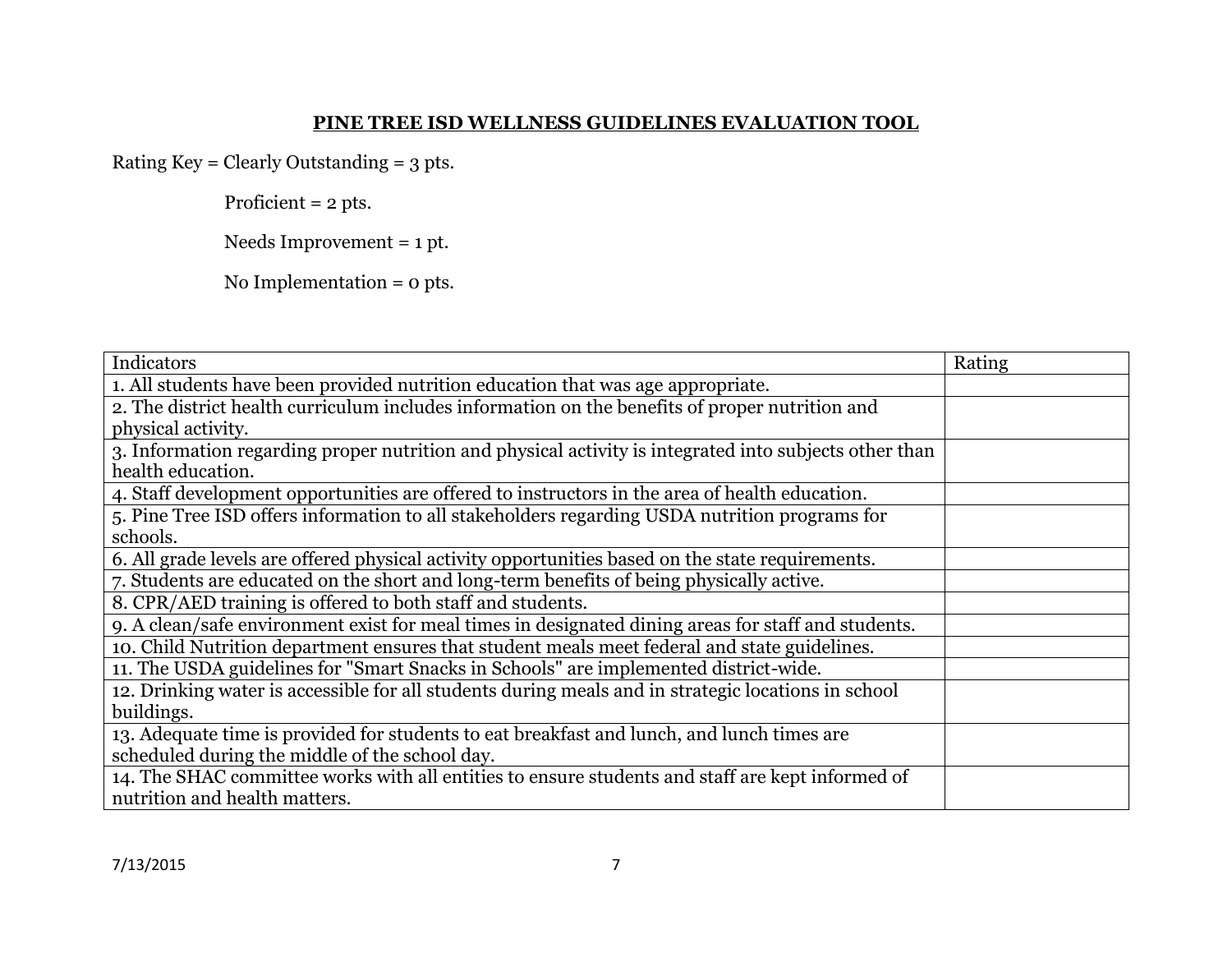**PINE TREE ISD WELLNESS GUIDELINES EVALUATION TOOL**

Rating Key = Clearly Outstanding = 3 pts.

Proficient = 2 pts.

Needs Improvement = 1 pt.

No Implementation = 0 pts.

| Indicators | Rating |
|---|---|
| 1. All students have been provided nutrition education that was age appropriate. | |
| 2. The district health curriculum includes information on the benefits of proper nutrition and physical activity. | |
| 3. Information regarding proper nutrition and physical activity is integrated into subjects other than health education. | |
| 4. Staff development opportunities are offered to instructors in the area of health education. | |
| 5. Pine Tree ISD offers information to all stakeholders regarding USDA nutrition programs for schools. | |
| 6. All grade levels are offered physical activity opportunities based on the state requirements. | |
| 7. Students are educated on the short and long-term benefits of being physically active. | |
| 8. CPR/AED training is offered to both staff and students. | |
| 9. A clean/safe environment exist for meal times in designated dining areas for staff and students. | |
| 10. Child Nutrition department ensures that student meals meet federal and state guidelines. | |
| 11. The USDA guidelines for "Smart Snacks in Schools" are implemented district-wide. | |
| 12. Drinking water is accessible for all students during meals and in strategic locations in school buildings. | |
| 13. Adequate time is provided for students to eat breakfast and lunch, and lunch times are scheduled during the middle of the school day. | |
| 14. The SHAC committee works with all entities to ensure students and staff are kept informed of nutrition and health matters. | |

7/13/2015